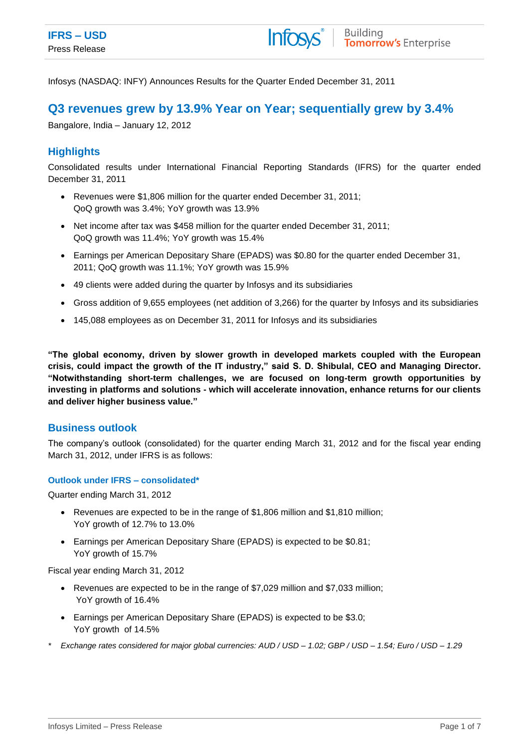**IFRS – USD**

Press Release

Infosys (NASDAQ: INFY) Announces Results for the Quarter Ended December 31, 2011

# Q3 revenues grew by 13.9% Year on Year; sequentially grew by 3.4%

Bangalore, India – January 12, 2012

## Highlights

Consolidated results under International Financial Reporting Standards (IFRS) for the quarter ended December 31, 2011

- Revenues were $1,806 million for the quarter ended December 31, 2011; QoQ growth was 3.4%; YoY growth was 13.9%
- Net income after tax was $458 million for the quarter ended December 31, 2011; QoQ growth was 11.4%; YoY growth was 15.4%
- Earnings per American Depositary Share (EPADS) was $0.80 for the quarter ended December 31, 2011; QoQ growth was 11.1%; YoY growth was 15.9%
- 49 clients were added during the quarter by Infosys and its subsidiaries
- Gross addition of 9,655 employees (net addition of 3,266) for the quarter by Infosys and its subsidiaries
- 145,088 employees as on December 31, 2011 for Infosys and its subsidiaries

**"The global economy, driven by slower growth in developed markets coupled with the European crisis, could impact the growth of the IT industry," said S. D. Shibulal, CEO and Managing Director. "Notwithstanding short-term challenges, we are focused on long-term growth opportunities by investing in platforms and solutions - which will accelerate innovation, enhance returns for our clients and deliver higher business value."**

## Business outlook

The company's outlook (consolidated) for the quarter ending March 31, 2012 and for the fiscal year ending March 31, 2012, under IFRS is as follows:

### Outlook under IFRS – consolidated*

Quarter ending March 31, 2012

- Revenues are expected to be in the range of $1,806 million and $1,810 million; YoY growth of 12.7% to 13.0%
- Earnings per American Depositary Share (EPADS) is expected to be $0.81; YoY growth of 15.7%

Fiscal year ending March 31, 2012

- Revenues are expected to be in the range of $7,029 million and $7,033 million; YoY growth of 16.4%
- Earnings per American Depositary Share (EPADS) is expected to be $3.0; YoY growth of 14.5%

\* *Exchange rates considered for major global currencies: AUD / USD – 1.02; GBP / USD – 1.54; Euro / USD – 1.29*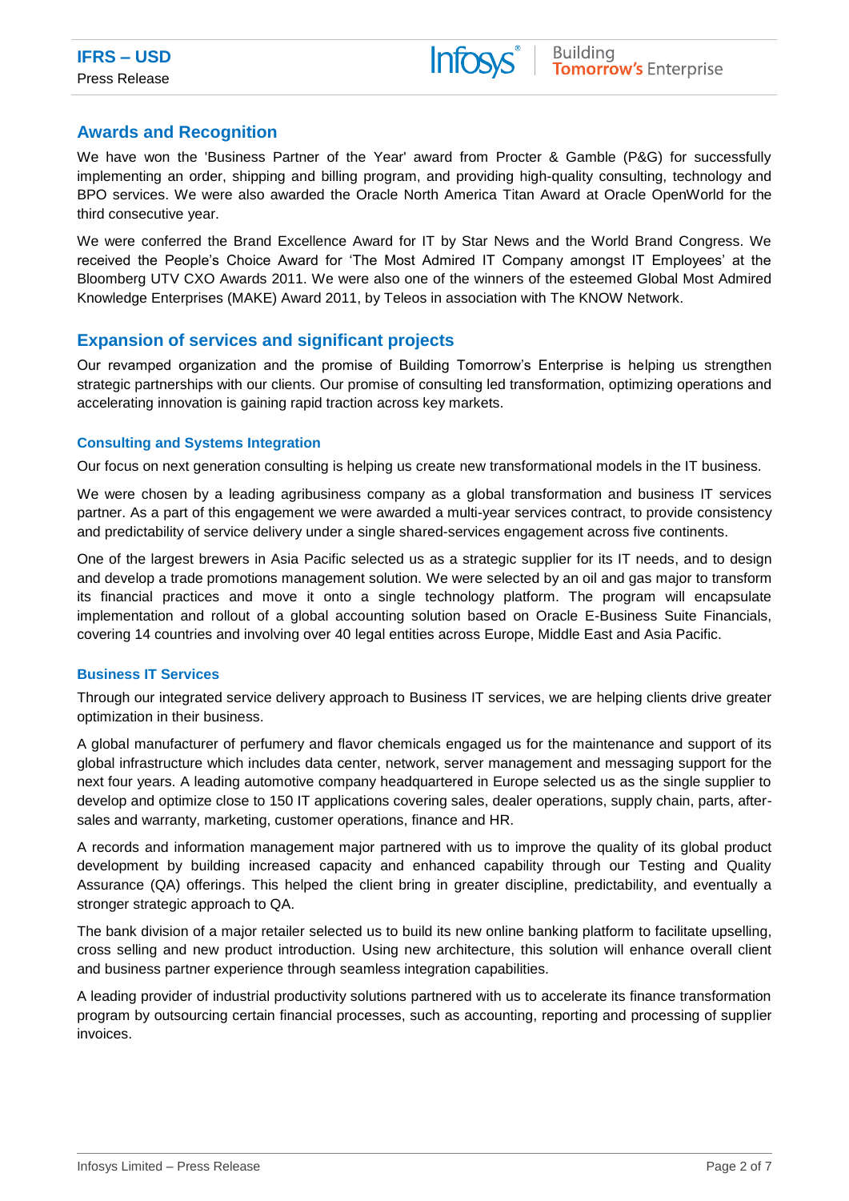## Awards and Recognition

We have won the 'Business Partner of the Year' award from Procter & Gamble (P&G) for successfully implementing an order, shipping and billing program, and providing high-quality consulting, technology and BPO services. We were also awarded the Oracle North America Titan Award at Oracle OpenWorld for the third consecutive year.

We were conferred the Brand Excellence Award for IT by Star News and the World Brand Congress. We received the People's Choice Award for 'The Most Admired IT Company amongst IT Employees' at the Bloomberg UTV CXO Awards 2011. We were also one of the winners of the esteemed Global Most Admired Knowledge Enterprises (MAKE) Award 2011, by Teleos in association with The KNOW Network.

## Expansion of services and significant projects

Our revamped organization and the promise of Building Tomorrow's Enterprise is helping us strengthen strategic partnerships with our clients. Our promise of consulting led transformation, optimizing operations and accelerating innovation is gaining rapid traction across key markets.

### Consulting and Systems Integration

Our focus on next generation consulting is helping us create new transformational models in the IT business.

We were chosen by a leading agribusiness company as a global transformation and business IT services partner. As a part of this engagement we were awarded a multi-year services contract, to provide consistency and predictability of service delivery under a single shared-services engagement across five continents.

One of the largest brewers in Asia Pacific selected us as a strategic supplier for its IT needs, and to design and develop a trade promotions management solution. We were selected by an oil and gas major to transform its financial practices and move it onto a single technology platform. The program will encapsulate implementation and rollout of a global accounting solution based on Oracle E-Business Suite Financials, covering 14 countries and involving over 40 legal entities across Europe, Middle East and Asia Pacific.

### Business IT Services

Through our integrated service delivery approach to Business IT services, we are helping clients drive greater optimization in their business.

A global manufacturer of perfumery and flavor chemicals engaged us for the maintenance and support of its global infrastructure which includes data center, network, server management and messaging support for the next four years. A leading automotive company headquartered in Europe selected us as the single supplier to develop and optimize close to 150 IT applications covering sales, dealer operations, supply chain, parts, after-sales and warranty, marketing, customer operations, finance and HR.

A records and information management major partnered with us to improve the quality of its global product development by building increased capacity and enhanced capability through our Testing and Quality Assurance (QA) offerings. This helped the client bring in greater discipline, predictability, and eventually a stronger strategic approach to QA.

The bank division of a major retailer selected us to build its new online banking platform to facilitate upselling, cross selling and new product introduction. Using new architecture, this solution will enhance overall client and business partner experience through seamless integration capabilities.

A leading provider of industrial productivity solutions partnered with us to accelerate its finance transformation program by outsourcing certain financial processes, such as accounting, reporting and processing of supplier invoices.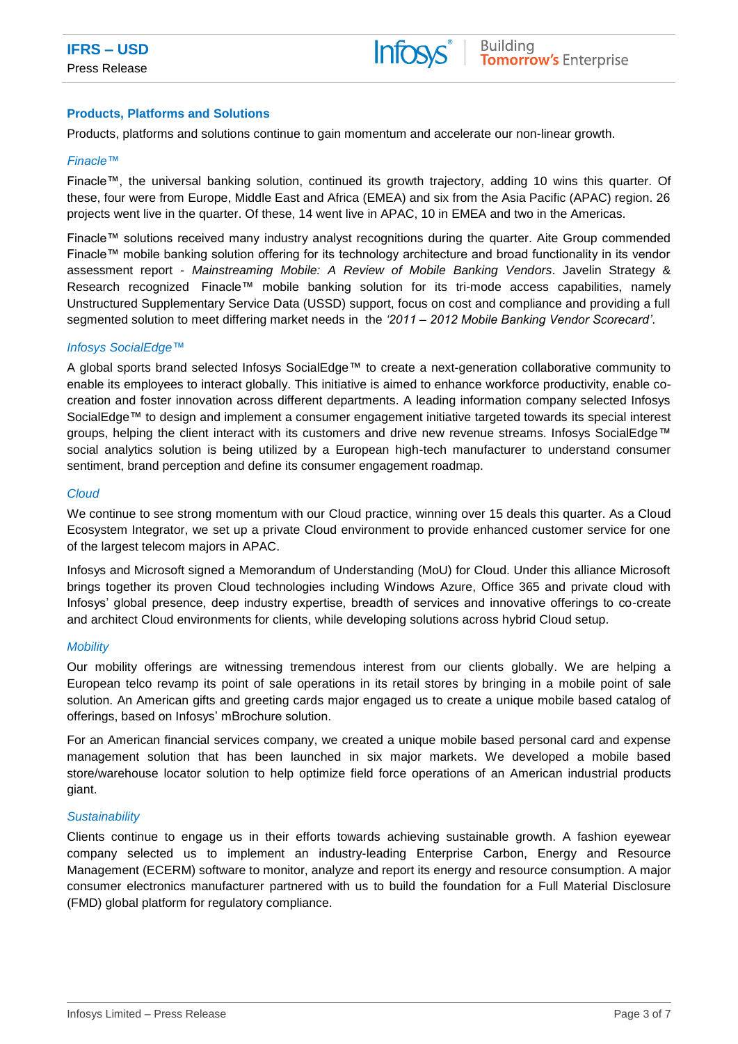## Products, Platforms and Solutions

Products, platforms and solutions continue to gain momentum and accelerate our non-linear growth.

### *Finacle™*

Finacle™, the universal banking solution, continued its growth trajectory, adding 10 wins this quarter. Of these, four were from Europe, Middle East and Africa (EMEA) and six from the Asia Pacific (APAC) region. 26 projects went live in the quarter. Of these, 14 went live in APAC, 10 in EMEA and two in the Americas.

Finacle™ solutions received many industry analyst recognitions during the quarter. Aite Group commended Finacle™ mobile banking solution offering for its technology architecture and broad functionality in its vendor assessment report - *Mainstreaming Mobile: A Review of Mobile Banking Vendors*. Javelin Strategy & Research recognized Finacle™ mobile banking solution for its tri-mode access capabilities, namely Unstructured Supplementary Service Data (USSD) support, focus on cost and compliance and providing a full segmented solution to meet differing market needs in the *'2011 – 2012 Mobile Banking Vendor Scorecard'*.

### *Infosys SocialEdge™*

A global sports brand selected Infosys SocialEdge™ to create a next-generation collaborative community to enable its employees to interact globally. This initiative is aimed to enhance workforce productivity, enable co-creation and foster innovation across different departments. A leading information company selected Infosys SocialEdge™ to design and implement a consumer engagement initiative targeted towards its special interest groups, helping the client interact with its customers and drive new revenue streams. Infosys SocialEdge™ social analytics solution is being utilized by a European high-tech manufacturer to understand consumer sentiment, brand perception and define its consumer engagement roadmap.

### *Cloud*

We continue to see strong momentum with our Cloud practice, winning over 15 deals this quarter. As a Cloud Ecosystem Integrator, we set up a private Cloud environment to provide enhanced customer service for one of the largest telecom majors in APAC.

Infosys and Microsoft signed a Memorandum of Understanding (MoU) for Cloud. Under this alliance Microsoft brings together its proven Cloud technologies including Windows Azure, Office 365 and private cloud with Infosys' global presence, deep industry expertise, breadth of services and innovative offerings to co-create and architect Cloud environments for clients, while developing solutions across hybrid Cloud setup.

### *Mobility*

Our mobility offerings are witnessing tremendous interest from our clients globally. We are helping a European telco revamp its point of sale operations in its retail stores by bringing in a mobile point of sale solution. An American gifts and greeting cards major engaged us to create a unique mobile based catalog of offerings, based on Infosys' mBrochure solution.

For an American financial services company, we created a unique mobile based personal card and expense management solution that has been launched in six major markets. We developed a mobile based store/warehouse locator solution to help optimize field force operations of an American industrial products giant.

### *Sustainability*

Clients continue to engage us in their efforts towards achieving sustainable growth. A fashion eyewear company selected us to implement an industry-leading Enterprise Carbon, Energy and Resource Management (ECERM) software to monitor, analyze and report its energy and resource consumption. A major consumer electronics manufacturer partnered with us to build the foundation for a Full Material Disclosure (FMD) global platform for regulatory compliance.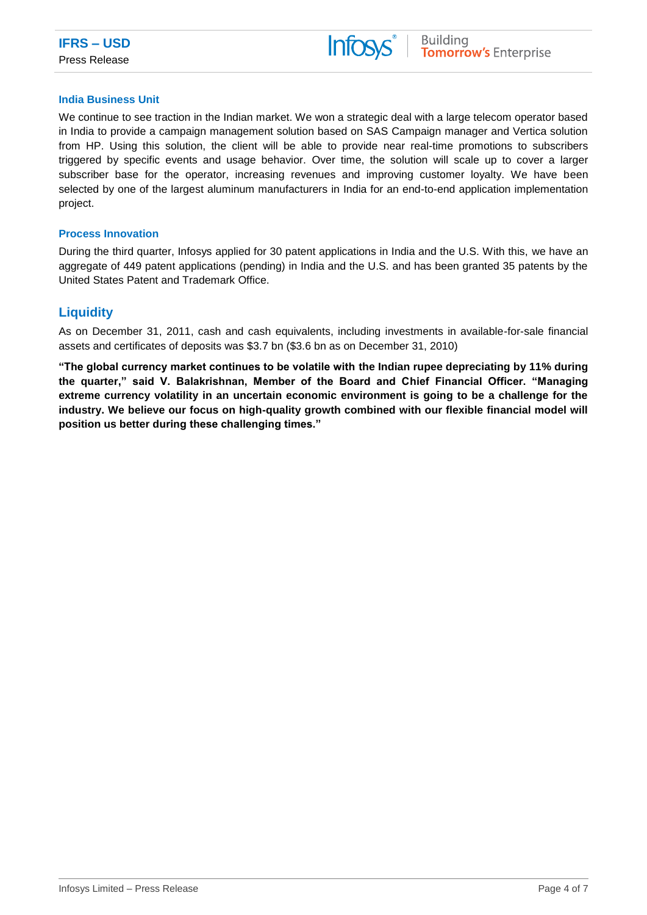### India Business Unit

We continue to see traction in the Indian market. We won a strategic deal with a large telecom operator based in India to provide a campaign management solution based on SAS Campaign manager and Vertica solution from HP. Using this solution, the client will be able to provide near real-time promotions to subscribers triggered by specific events and usage behavior. Over time, the solution will scale up to cover a larger subscriber base for the operator, increasing revenues and improving customer loyalty. We have been selected by one of the largest aluminum manufacturers in India for an end-to-end application implementation project.

### Process Innovation

During the third quarter, Infosys applied for 30 patent applications in India and the U.S. With this, we have an aggregate of 449 patent applications (pending) in India and the U.S. and has been granted 35 patents by the United States Patent and Trademark Office.

## Liquidity

As on December 31, 2011, cash and cash equivalents, including investments in available-for-sale financial assets and certificates of deposits was $3.7 bn ($3.6 bn as on December 31, 2010)

**"The global currency market continues to be volatile with the Indian rupee depreciating by 11% during the quarter," said V. Balakrishnan, Member of the Board and Chief Financial Officer. "Managing extreme currency volatility in an uncertain economic environment is going to be a challenge for the industry. We believe our focus on high-quality growth combined with our flexible financial model will position us better during these challenging times."**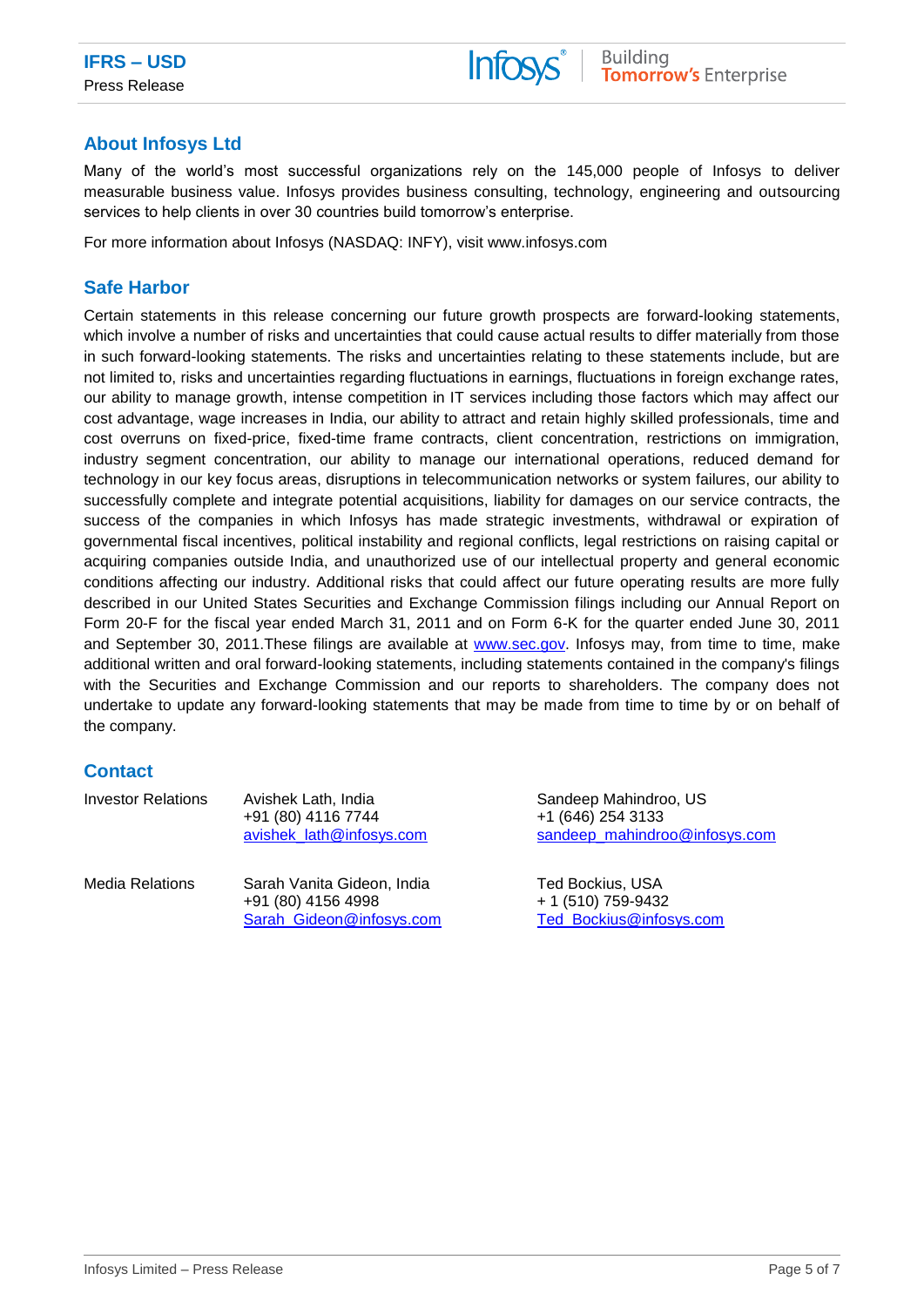## About Infosys Ltd

Many of the world's most successful organizations rely on the 145,000 people of Infosys to deliver measurable business value. Infosys provides business consulting, technology, engineering and outsourcing services to help clients in over 30 countries build tomorrow's enterprise.

For more information about Infosys (NASDAQ: INFY), visit www.infosys.com

## Safe Harbor

Certain statements in this release concerning our future growth prospects are forward-looking statements, which involve a number of risks and uncertainties that could cause actual results to differ materially from those in such forward-looking statements. The risks and uncertainties relating to these statements include, but are not limited to, risks and uncertainties regarding fluctuations in earnings, fluctuations in foreign exchange rates, our ability to manage growth, intense competition in IT services including those factors which may affect our cost advantage, wage increases in India, our ability to attract and retain highly skilled professionals, time and cost overruns on fixed-price, fixed-time frame contracts, client concentration, restrictions on immigration, industry segment concentration, our ability to manage our international operations, reduced demand for technology in our key focus areas, disruptions in telecommunication networks or system failures, our ability to successfully complete and integrate potential acquisitions, liability for damages on our service contracts, the success of the companies in which Infosys has made strategic investments, withdrawal or expiration of governmental fiscal incentives, political instability and regional conflicts, legal restrictions on raising capital or acquiring companies outside India, and unauthorized use of our intellectual property and general economic conditions affecting our industry. Additional risks that could affect our future operating results are more fully described in our United States Securities and Exchange Commission filings including our Annual Report on Form 20-F for the fiscal year ended March 31, 2011 and on Form 6-K for the quarter ended June 30, 2011 and September 30, 2011.These filings are available at www.sec.gov. Infosys may, from time to time, make additional written and oral forward-looking statements, including statements contained in the company's filings with the Securities and Exchange Commission and our reports to shareholders. The company does not undertake to update any forward-looking statements that may be made from time to time by or on behalf of the company.

## Contact

| | | |
|---|---|---|
| Investor Relations | Avishek Lath, India<br>+91 (80) 4116 7744<br>avishek_lath@infosys.com | Sandeep Mahindroo, US<br>+1 (646) 254 3133<br>sandeep_mahindroo@infosys.com |
| Media Relations | Sarah Vanita Gideon, India<br>+91 (80) 4156 4998<br>Sarah_Gideon@infosys.com | Ted Bockius, USA<br>+ 1 (510) 759-9432<br>Ted_Bockius@infosys.com |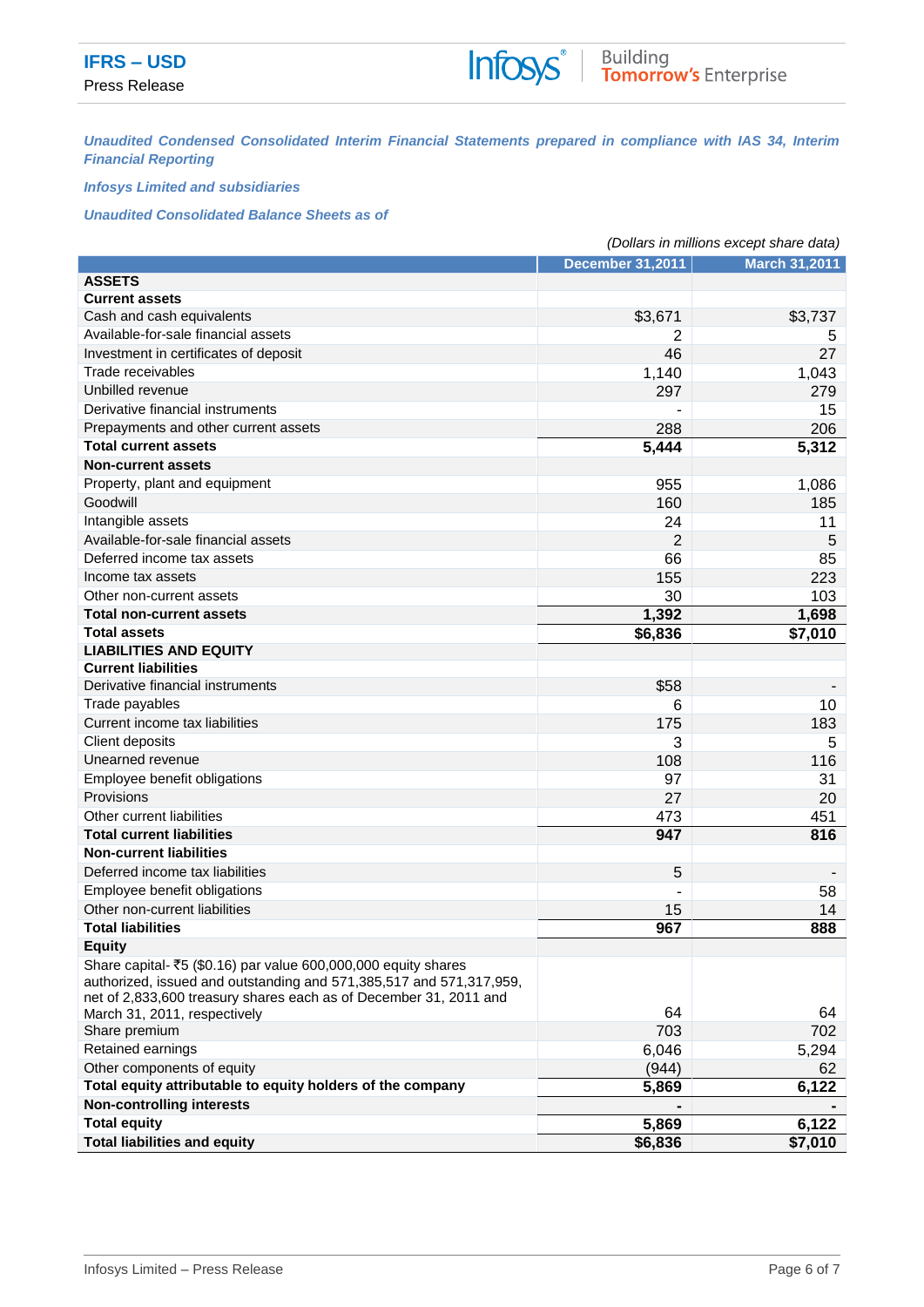**IFRS – USD**

Press Release

*Unaudited Condensed Consolidated Interim Financial Statements prepared in compliance with IAS 34, Interim Financial Reporting*

*Infosys Limited and subsidiaries*

*Unaudited Consolidated Balance Sheets as of*

*(Dollars in millions except share data)*

| | December 31,2011 | March 31,2011 |
|---|---|---|
| **ASSETS** | | |
| **Current assets** | | |
| Cash and cash equivalents | $3,671 | $3,737 |
| Available-for-sale financial assets | 2 | 5 |
| Investment in certificates of deposit | 46 | 27 |
| Trade receivables | 1,140 | 1,043 |
| Unbilled revenue | 297 | 279 |
| Derivative financial instruments | - | 15 |
| Prepayments and other current assets | 288 | 206 |
| **Total current assets** | **5,444** | **5,312** |
| **Non-current assets** | | |
| Property, plant and equipment | 955 | 1,086 |
| Goodwill | 160 | 185 |
| Intangible assets | 24 | 11 |
| Available-for-sale financial assets | 2 | 5 |
| Deferred income tax assets | 66 | 85 |
| Income tax assets | 155 | 223 |
| Other non-current assets | 30 | 103 |
| **Total non-current assets** | **1,392** | **1,698** |
| **Total assets** | **$6,836** | **$7,010** |
| **LIABILITIES AND EQUITY** | | |
| **Current liabilities** | | |
| Derivative financial instruments | $58 | - |
| Trade payables | 6 | 10 |
| Current income tax liabilities | 175 | 183 |
| Client deposits | 3 | 5 |
| Unearned revenue | 108 | 116 |
| Employee benefit obligations | 97 | 31 |
| Provisions | 27 | 20 |
| Other current liabilities | 473 | 451 |
| **Total current liabilities** | **947** | **816** |
| **Non-current liabilities** | | |
| Deferred income tax liabilities | 5 | - |
| Employee benefit obligations | - | 58 |
| Other non-current liabilities | 15 | 14 |
| **Total liabilities** | **967** | **888** |
| **Equity** | | |
| Share capital- ₹5 ($0.16) par value 600,000,000 equity shares authorized, issued and outstanding and 571,385,517 and 571,317,959, net of 2,833,600 treasury shares each as of December 31, 2011 and March 31, 2011, respectively | 64 | 64 |
| Share premium | 703 | 702 |
| Retained earnings | 6,046 | 5,294 |
| Other components of equity | (944) | 62 |
| **Total equity attributable to equity holders of the company** | **5,869** | **6,122** |
| **Non-controlling interests** | **-** | **-** |
| **Total equity** | **5,869** | **6,122** |
| **Total liabilities and equity** | **$6,836** | **$7,010** |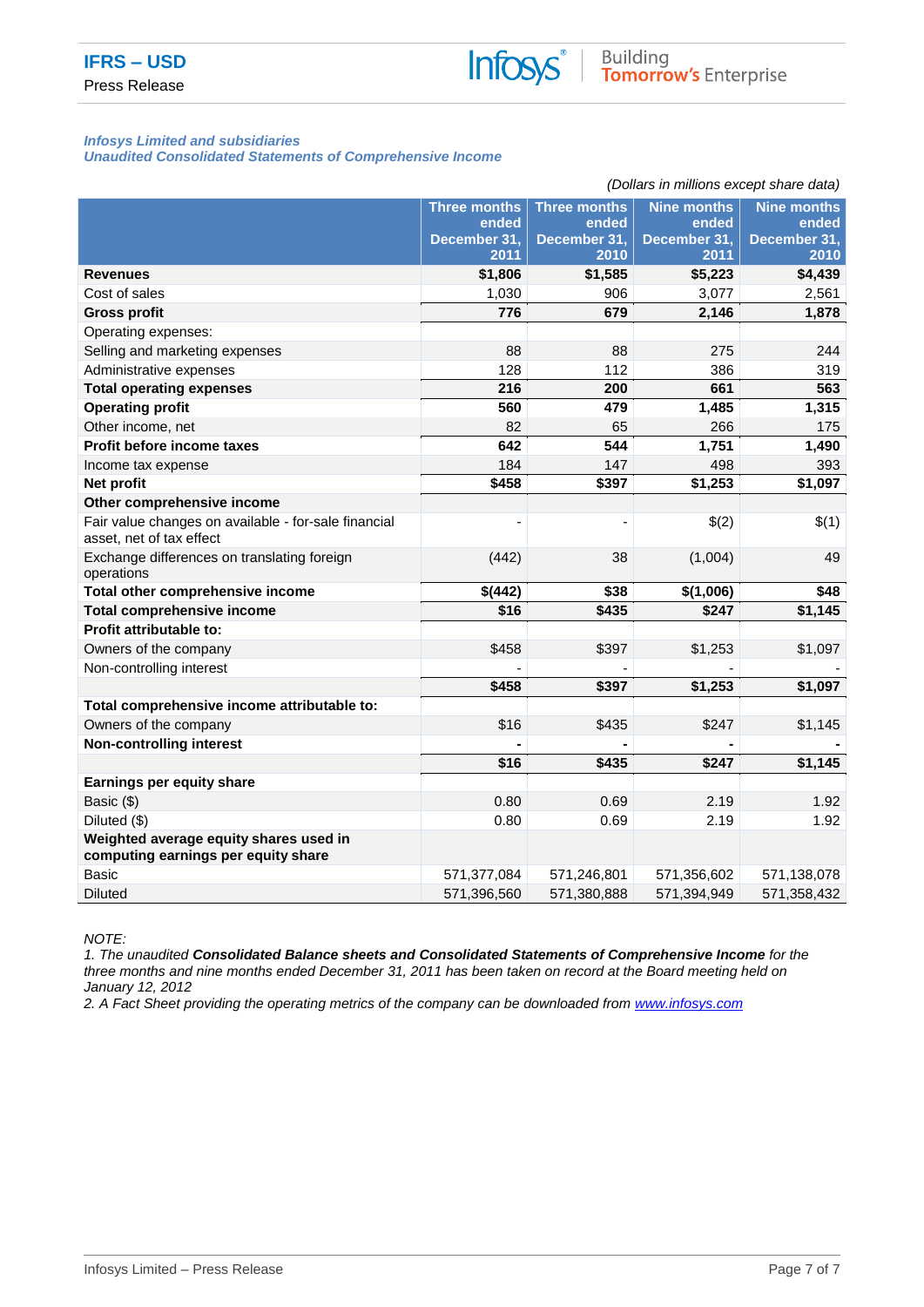**IFRS – USD**

Press Release

*Infosys Limited and subsidiaries*
*Unaudited Consolidated Statements of Comprehensive Income*

*(Dollars in millions except share data)*

| | Three months ended December 31, 2011 | Three months ended December 31, 2010 | Nine months ended December 31, 2011 | Nine months ended December 31, 2010 |
|---|---|---|---|---|
| **Revenues** | **$1,806** | **$1,585** | **$5,223** | **$4,439** |
| Cost of sales | 1,030 | 906 | 3,077 | 2,561 |
| **Gross profit** | **776** | **679** | **2,146** | **1,878** |
| Operating expenses: | | | | |
| Selling and marketing expenses | 88 | 88 | 275 | 244 |
| Administrative expenses | 128 | 112 | 386 | 319 |
| **Total operating expenses** | **216** | **200** | **661** | **563** |
| **Operating profit** | **560** | **479** | **1,485** | **1,315** |
| Other income, net | 82 | 65 | 266 | 175 |
| **Profit before income taxes** | **642** | **544** | **1,751** | **1,490** |
| Income tax expense | 184 | 147 | 498 | 393 |
| **Net profit** | **$458** | **$397** | **$1,253** | **$1,097** |
| **Other comprehensive income** | | | | |
| Fair value changes on available - for-sale financial asset, net of tax effect | - | - | $(2) | $(1) |
| Exchange differences on translating foreign operations | (442) | 38 | (1,004) | 49 |
| **Total other comprehensive income** | **$(442)** | **$38** | **$(1,006)** | **$48** |
| **Total comprehensive income** | **$16** | **$435** | **$247** | **$1,145** |
| **Profit attributable to:** | | | | |
| Owners of the company | $458 | $397 | $1,253 | $1,097 |
| Non-controlling interest | - | - | - | - |
| | **$458** | **$397** | **$1,253** | **$1,097** |
| **Total comprehensive income attributable to:** | | | | |
| Owners of the company | $16 | $435 | $247 | $1,145 |
| **Non-controlling interest** | **-** | **-** | **-** | **-** |
| | **$16** | **$435** | **$247** | **$1,145** |
| **Earnings per equity share** | | | | |
| Basic ($) | 0.80 | 0.69 | 2.19 | 1.92 |
| Diluted ($) | 0.80 | 0.69 | 2.19 | 1.92 |
| **Weighted average equity shares used in computing earnings per equity share** | | | | |
| Basic | 571,377,084 | 571,246,801 | 571,356,602 | 571,138,078 |
| Diluted | 571,396,560 | 571,380,888 | 571,394,949 | 571,358,432 |

*NOTE:*

*1. The unaudited **Consolidated Balance sheets and Consolidated Statements of Comprehensive Income** for the three months and nine months ended December 31, 2011 has been taken on record at the Board meeting held on January 12, 2012*

*2. A Fact Sheet providing the operating metrics of the company can be downloaded from www.infosys.com*